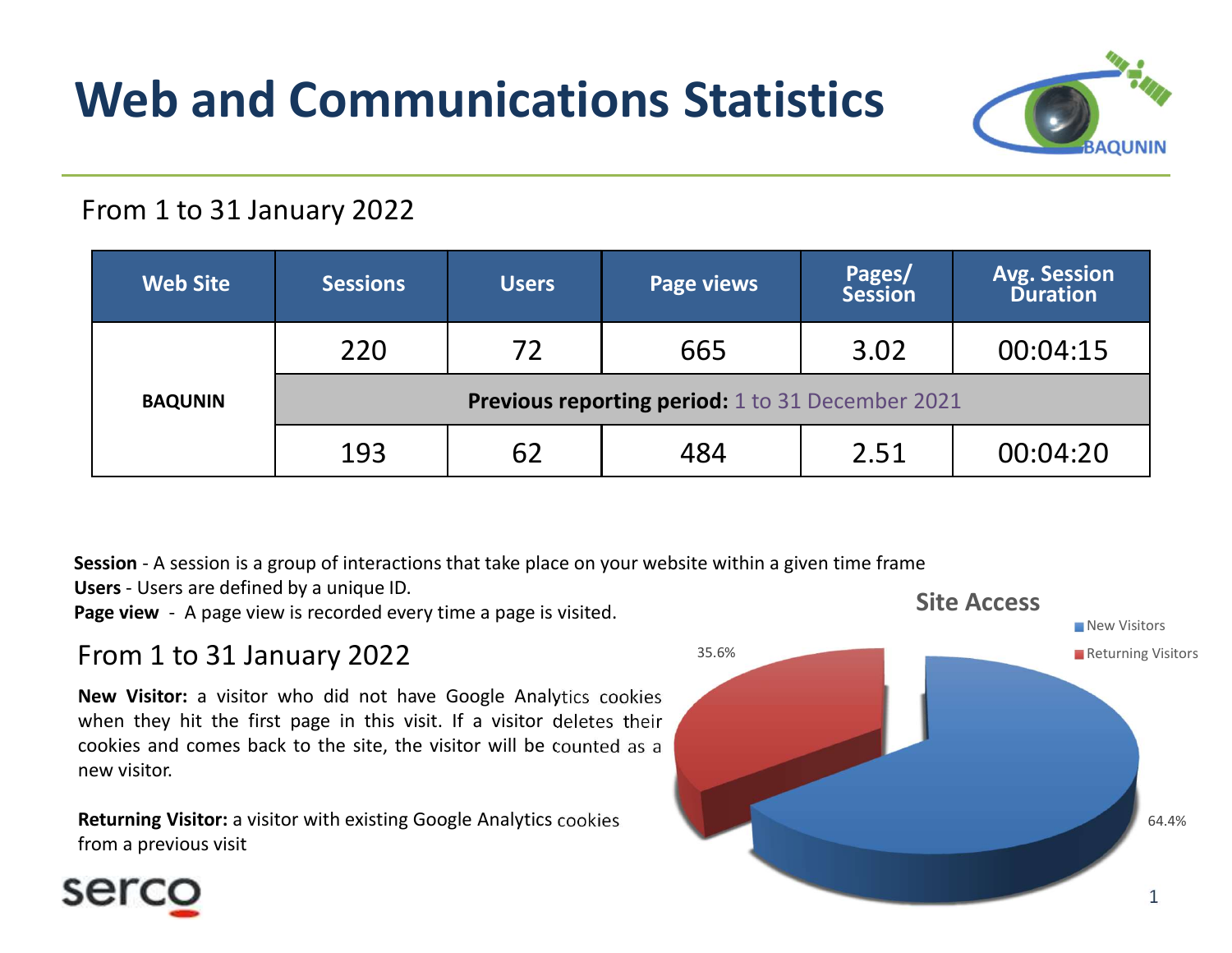# Web and Communications Statistics

From 1 to 31 January 2022

| Web Site | Sessions | Users | Page views | Pages/ Session | Avg. Session Duration |
|---|---|---|---|---|---|
| BAQUNIN | 220 | 72 | 665 | 3.02 | 00:04:15 |
| | **Previous reporting period:** 1 to 31 December 2021 | | | | |
| | 193 | 62 | 484 | 2.51 | 00:04:20 |

**Session** - A session is a group of interactions that take place on your website within a given time frame
**Users** - Users are defined by a unique ID.
**Page view** - A page view is recorded every time a page is visited.

From 1 to 31 January 2022

**New Visitor:** a visitor who did not have Google Analytics cookies when they hit the first page in this visit. If a visitor deletes their cookies and comes back to the site, the visitor will be counted as a new visitor.

**Returning Visitor:** a visitor with existing Google Analytics cookies from a previous visit

**Site Access**

- New Visitors: 64.4%
- Returning Visitors: 35.6%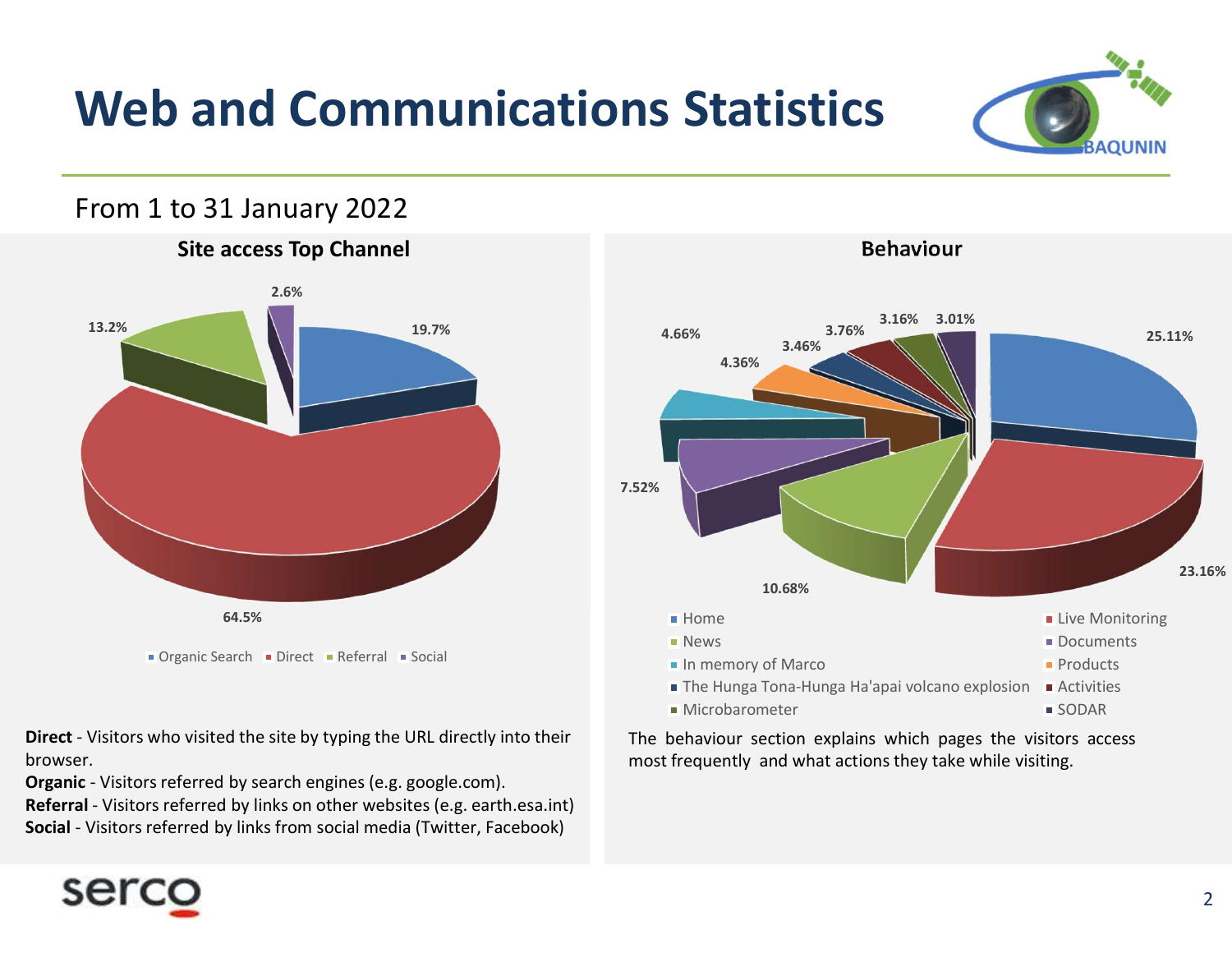# Web and Communications Statistics

From 1 to 31 January 2022

## Site access Top Channel

| Channel | Share |
|---|---|
| Organic Search | 19.7% |
| Direct | 64.5% |
| Referral | 13.2% |
| Social | 2.6% |

**Direct** - Visitors who visited the site by typing the URL directly into their browser.
**Organic** - Visitors referred by search engines (e.g. google.com).
**Referral** - Visitors referred by links on other websites (e.g. earth.esa.int)
**Social** - Visitors referred by links from social media (Twitter, Facebook)

## Behaviour

| Page | Share |
|---|---|
| Home | 25.11% |
| Live Monitoring | 23.16% |
| News | 10.68% |
| Documents | 7.52% |
| In memory of Marco | 4.66% |
| Products | 4.36% |
| The Hunga Tona-Hunga Ha'apai volcano explosion | 3.46% |
| Activities | 3.76% |
| Microbarometer | 3.16% |
| SODAR | 3.01% |

The behaviour section explains which pages the visitors access most frequently and what actions they take while visiting.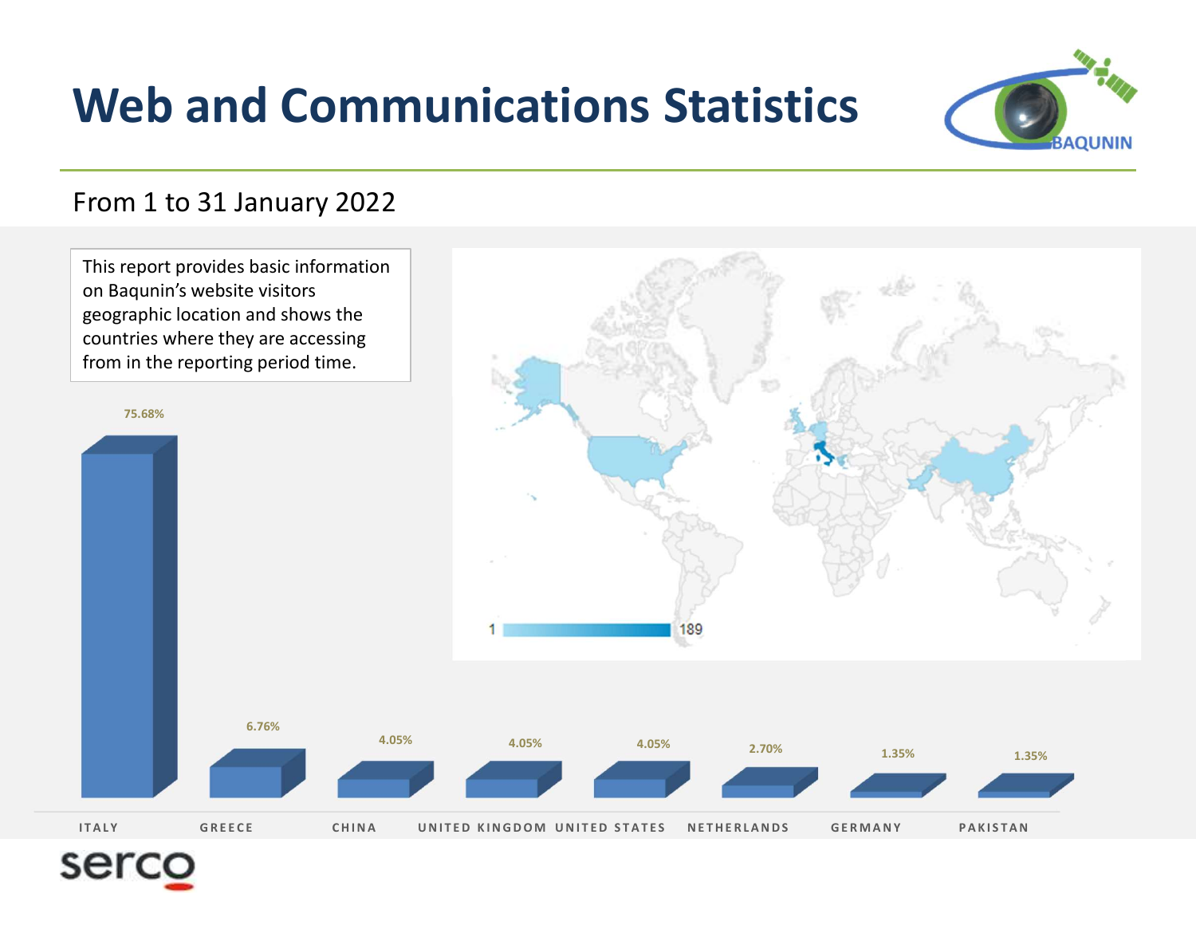# Web and Communications Statistics

From 1 to 31 January 2022

This report provides basic information on Baqunin's website visitors geographic location and shows the countries where they are accessing from in the reporting period time.

1

189

75.68%

6.76%

4.05%

4.05%

4.05%

2.70%

1.35%

1.35%

ITALY

GREECE

CHINA

UNITED KINGDOM

UNITED STATES

NETHERLANDS

GERMANY

PAKISTAN